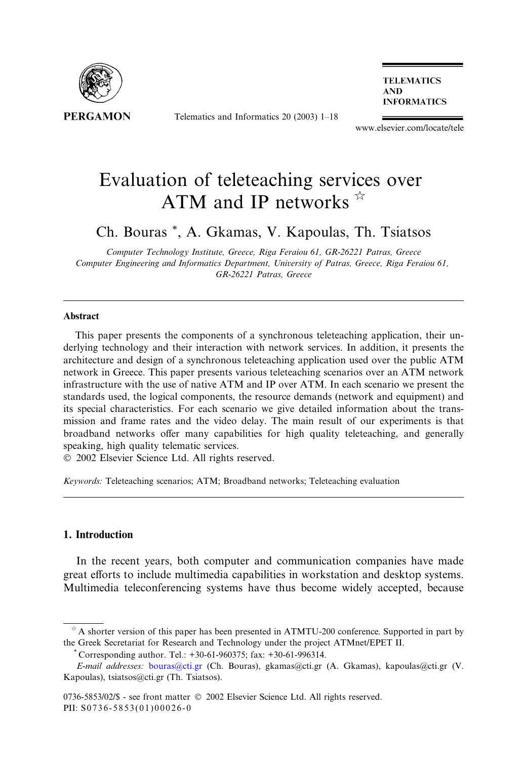# Evaluation of teleteaching services over ATM and IP networks ☆

Ch. Bouras *, A. Gkamas, V. Kapoulas, Th. Tsiatsos

*Computer Technology Institute, Greece, Riga Feraiou 61, GR-26221 Patras, Greece*
*Computer Engineering and Informatics Department, University of Patras, Greece, Riga Feraiou 61, GR-26221 Patras, Greece*

## Abstract

This paper presents the components of a synchronous teleteaching application, their underlying technology and their interaction with network services. In addition, it presents the architecture and design of a synchronous teleteaching application used over the public ATM network in Greece. This paper presents various teleteaching scenarios over an ATM network infrastructure with the use of native ATM and IP over ATM. In each scenario we present the standards used, the logical components, the resource demands (network and equipment) and its special characteristics. For each scenario we give detailed information about the transmission and frame rates and the video delay. The main result of our experiments is that broadband networks offer many capabilities for high quality teleteaching, and generally speaking, high quality telematic services.
© 2002 Elsevier Science Ltd. All rights reserved.

*Keywords:* Teleteaching scenarios; ATM; Broadband networks; Teleteaching evaluation

## 1. Introduction

In the recent years, both computer and communication companies have made great efforts to include multimedia capabilities in workstation and desktop systems. Multimedia teleconferencing systems have thus become widely accepted, because

---

☆ A shorter version of this paper has been presented in ATMTU-200 conference. Supported in part by the Greek Secretariat for Research and Technology under the project ATMnet/EPET II.

\* Corresponding author. Tel.: +30-61-960375; fax: +30-61-996314.

*E-mail addresses:* bouras@cti.gr (Ch. Bouras), gkamas@cti.gr (A. Gkamas), kapoulas@cti.gr (V. Kapoulas), tsiatsos@cti.gr (Th. Tsiatsos).

0736-5853/02/$ - see front matter © 2002 Elsevier Science Ltd. All rights reserved.
PII: S0736-5853(01)00026-0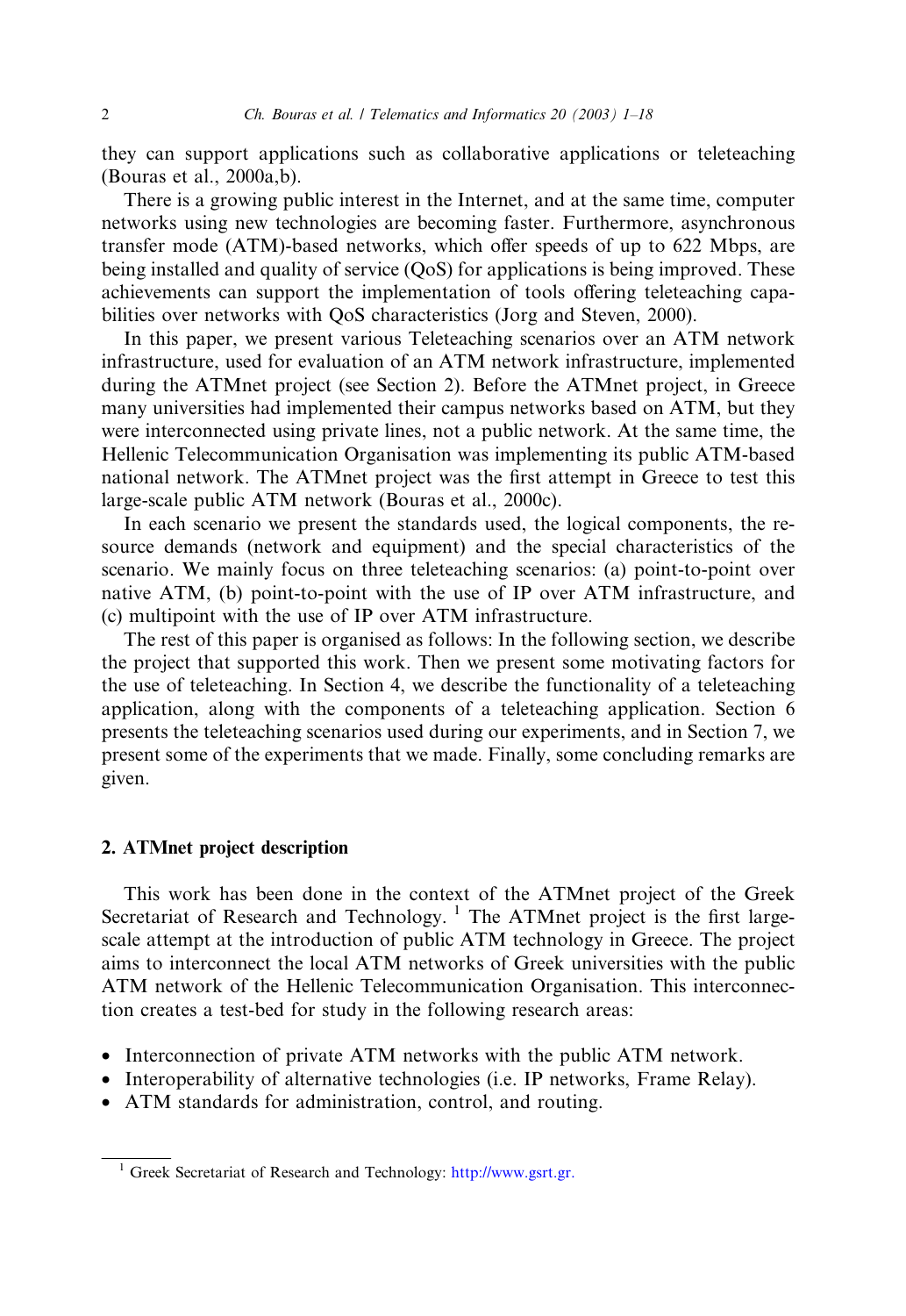they can support applications such as collaborative applications or teleteaching (Bouras et al., 2000a,b).

There is a growing public interest in the Internet, and at the same time, computer networks using new technologies are becoming faster. Furthermore, asynchronous transfer mode (ATM)-based networks, which offer speeds of up to 622 Mbps, are being installed and quality of service (QoS) for applications is being improved. These achievements can support the implementation of tools offering teleteaching capabilities over networks with QoS characteristics (Jorg and Steven, 2000).

In this paper, we present various Teleteaching scenarios over an ATM network infrastructure, used for evaluation of an ATM network infrastructure, implemented during the ATMnet project (see Section 2). Before the ATMnet project, in Greece many universities had implemented their campus networks based on ATM, but they were interconnected using private lines, not a public network. At the same time, the Hellenic Telecommunication Organisation was implementing its public ATM-based national network. The ATMnet project was the first attempt in Greece to test this large-scale public ATM network (Bouras et al., 2000c).

In each scenario we present the standards used, the logical components, the resource demands (network and equipment) and the special characteristics of the scenario. We mainly focus on three teleteaching scenarios: (a) point-to-point over native ATM, (b) point-to-point with the use of IP over ATM infrastructure, and (c) multipoint with the use of IP over ATM infrastructure.

The rest of this paper is organised as follows: In the following section, we describe the project that supported this work. Then we present some motivating factors for the use of teleteaching. In Section 4, we describe the functionality of a teleteaching application, along with the components of a teleteaching application. Section 6 presents the teleteaching scenarios used during our experiments, and in Section 7, we present some of the experiments that we made. Finally, some concluding remarks are given.

## 2. ATMnet project description

This work has been done in the context of the ATMnet project of the Greek Secretariat of Research and Technology. [1] The ATMnet project is the first large-scale attempt at the introduction of public ATM technology in Greece. The project aims to interconnect the local ATM networks of Greek universities with the public ATM network of the Hellenic Telecommunication Organisation. This interconnection creates a test-bed for study in the following research areas:

- Interconnection of private ATM networks with the public ATM network.
- Interoperability of alternative technologies (i.e. IP networks, Frame Relay).
- ATM standards for administration, control, and routing.

[1] Greek Secretariat of Research and Technology: http://www.gsrt.gr.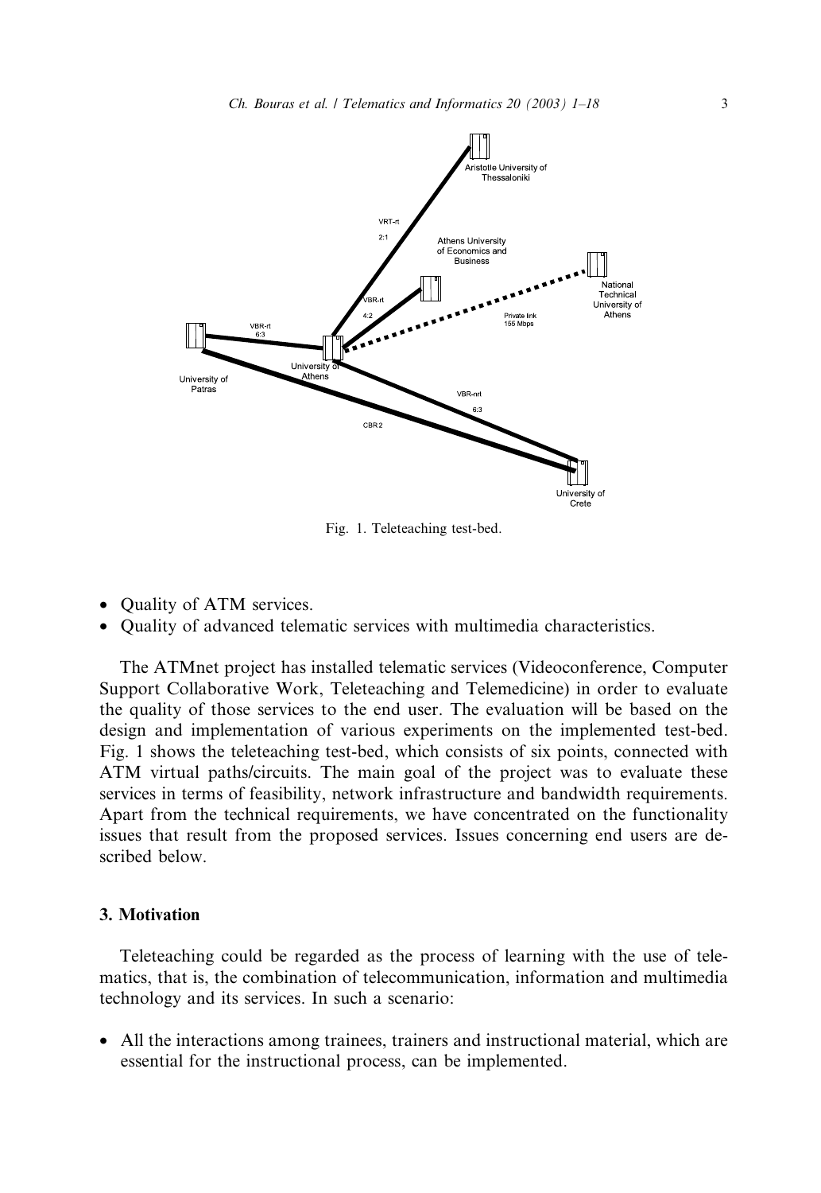Fig. 1. Teleteaching test-bed.

- Quality of ATM services.
- Quality of advanced telematic services with multimedia characteristics.

The ATMnet project has installed telematic services (Videoconference, Computer Support Collaborative Work, Teleteaching and Telemedicine) in order to evaluate the quality of those services to the end user. The evaluation will be based on the design and implementation of various experiments on the implemented test-bed. Fig. 1 shows the teleteaching test-bed, which consists of six points, connected with ATM virtual paths/circuits. The main goal of the project was to evaluate these services in terms of feasibility, network infrastructure and bandwidth requirements. Apart from the technical requirements, we have concentrated on the functionality issues that result from the proposed services. Issues concerning end users are described below.

## 3. Motivation

Teleteaching could be regarded as the process of learning with the use of telematics, that is, the combination of telecommunication, information and multimedia technology and its services. In such a scenario:

- All the interactions among trainees, trainers and instructional material, which are essential for the instructional process, can be implemented.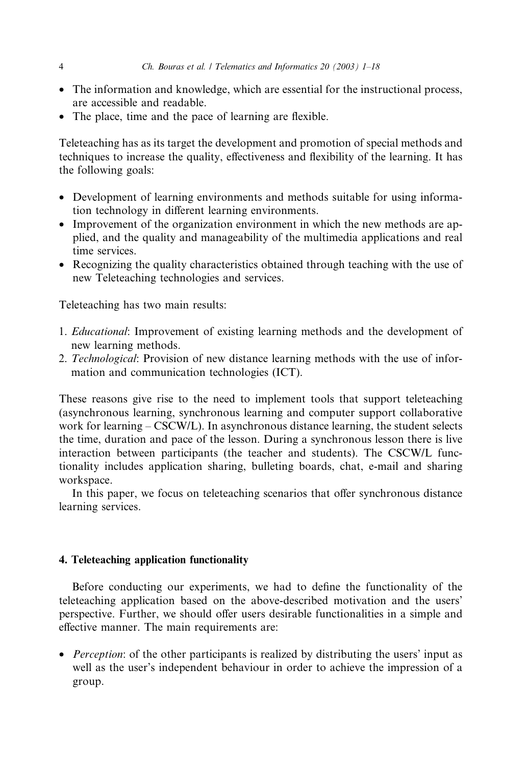- The information and knowledge, which are essential for the instructional process, are accessible and readable.
- The place, time and the pace of learning are flexible.

Teleteaching has as its target the development and promotion of special methods and techniques to increase the quality, effectiveness and flexibility of the learning. It has the following goals:

- Development of learning environments and methods suitable for using information technology in different learning environments.
- Improvement of the organization environment in which the new methods are applied, and the quality and manageability of the multimedia applications and real time services.
- Recognizing the quality characteristics obtained through teaching with the use of new Teleteaching technologies and services.

Teleteaching has two main results:

1. *Educational*: Improvement of existing learning methods and the development of new learning methods.
2. *Technological*: Provision of new distance learning methods with the use of information and communication technologies (ICT).

These reasons give rise to the need to implement tools that support teleteaching (asynchronous learning, synchronous learning and computer support collaborative work for learning – CSCW/L). In asynchronous distance learning, the student selects the time, duration and pace of the lesson. During a synchronous lesson there is live interaction between participants (the teacher and students). The CSCW/L functionality includes application sharing, bulleting boards, chat, e-mail and sharing workspace.

In this paper, we focus on teleteaching scenarios that offer synchronous distance learning services.

## 4. Teleteaching application functionality

Before conducting our experiments, we had to define the functionality of the teleteaching application based on the above-described motivation and the users' perspective. Further, we should offer users desirable functionalities in a simple and effective manner. The main requirements are:

- *Perception*: of the other participants is realized by distributing the users' input as well as the user's independent behaviour in order to achieve the impression of a group.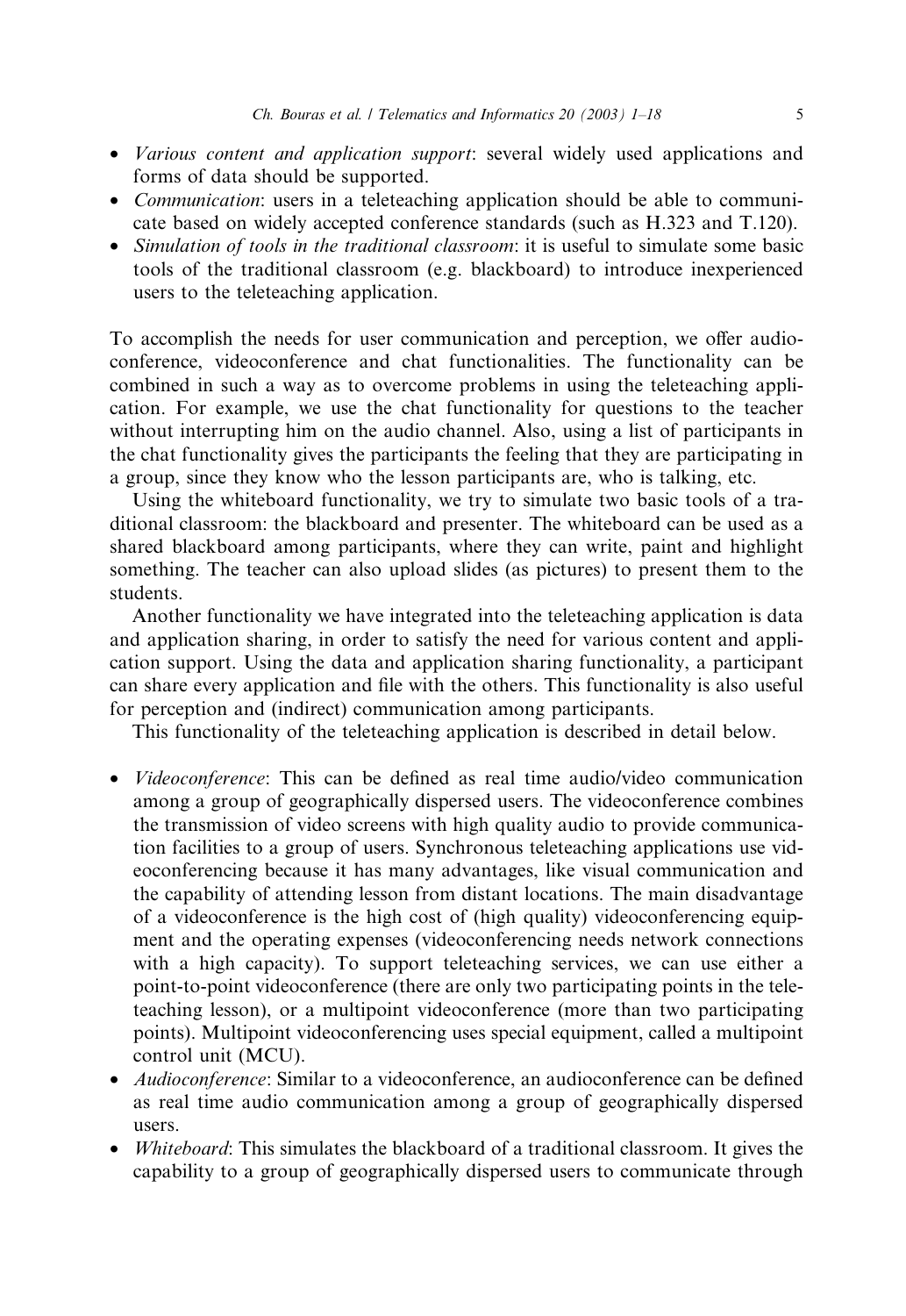- *Various content and application support*: several widely used applications and forms of data should be supported.
- *Communication*: users in a teleteaching application should be able to communicate based on widely accepted conference standards (such as H.323 and T.120).
- *Simulation of tools in the traditional classroom*: it is useful to simulate some basic tools of the traditional classroom (e.g. blackboard) to introduce inexperienced users to the teleteaching application.

To accomplish the needs for user communication and perception, we offer audioconference, videoconference and chat functionalities. The functionality can be combined in such a way as to overcome problems in using the teleteaching application. For example, we use the chat functionality for questions to the teacher without interrupting him on the audio channel. Also, using a list of participants in the chat functionality gives the participants the feeling that they are participating in a group, since they know who the lesson participants are, who is talking, etc.

Using the whiteboard functionality, we try to simulate two basic tools of a traditional classroom: the blackboard and presenter. The whiteboard can be used as a shared blackboard among participants, where they can write, paint and highlight something. The teacher can also upload slides (as pictures) to present them to the students.

Another functionality we have integrated into the teleteaching application is data and application sharing, in order to satisfy the need for various content and application support. Using the data and application sharing functionality, a participant can share every application and file with the others. This functionality is also useful for perception and (indirect) communication among participants.

This functionality of the teleteaching application is described in detail below.

- *Videoconference*: This can be defined as real time audio/video communication among a group of geographically dispersed users. The videoconference combines the transmission of video screens with high quality audio to provide communication facilities to a group of users. Synchronous teleteaching applications use videoconferencing because it has many advantages, like visual communication and the capability of attending lesson from distant locations. The main disadvantage of a videoconference is the high cost of (high quality) videoconferencing equipment and the operating expenses (videoconferencing needs network connections with a high capacity). To support teleteaching services, we can use either a point-to-point videoconference (there are only two participating points in the teleteaching lesson), or a multipoint videoconference (more than two participating points). Multipoint videoconferencing uses special equipment, called a multipoint control unit (MCU).
- *Audioconference*: Similar to a videoconference, an audioconference can be defined as real time audio communication among a group of geographically dispersed users.
- *Whiteboard*: This simulates the blackboard of a traditional classroom. It gives the capability to a group of geographically dispersed users to communicate through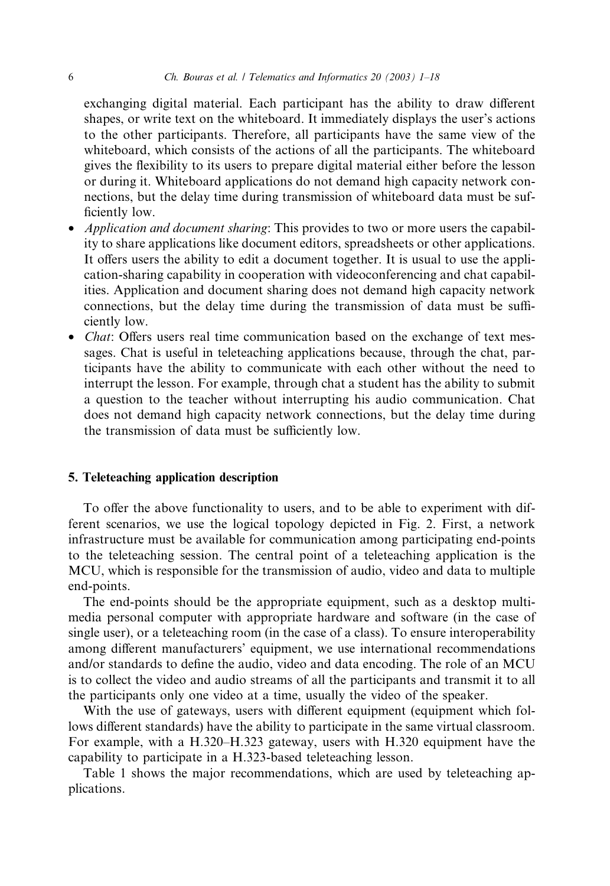exchanging digital material. Each participant has the ability to draw different shapes, or write text on the whiteboard. It immediately displays the user's actions to the other participants. Therefore, all participants have the same view of the whiteboard, which consists of the actions of all the participants. The whiteboard gives the flexibility to its users to prepare digital material either before the lesson or during it. Whiteboard applications do not demand high capacity network connections, but the delay time during transmission of whiteboard data must be sufficiently low.

- *Application and document sharing*: This provides to two or more users the capability to share applications like document editors, spreadsheets or other applications. It offers users the ability to edit a document together. It is usual to use the application-sharing capability in cooperation with videoconferencing and chat capabilities. Application and document sharing does not demand high capacity network connections, but the delay time during the transmission of data must be sufficiently low.
- *Chat*: Offers users real time communication based on the exchange of text messages. Chat is useful in teleteaching applications because, through the chat, participants have the ability to communicate with each other without the need to interrupt the lesson. For example, through chat a student has the ability to submit a question to the teacher without interrupting his audio communication. Chat does not demand high capacity network connections, but the delay time during the transmission of data must be sufficiently low.

## 5. Teleteaching application description

To offer the above functionality to users, and to be able to experiment with different scenarios, we use the logical topology depicted in Fig. 2. First, a network infrastructure must be available for communication among participating end-points to the teleteaching session. The central point of a teleteaching application is the MCU, which is responsible for the transmission of audio, video and data to multiple end-points.

The end-points should be the appropriate equipment, such as a desktop multimedia personal computer with appropriate hardware and software (in the case of single user), or a teleteaching room (in the case of a class). To ensure interoperability among different manufacturers' equipment, we use international recommendations and/or standards to define the audio, video and data encoding. The role of an MCU is to collect the video and audio streams of all the participants and transmit it to all the participants only one video at a time, usually the video of the speaker.

With the use of gateways, users with different equipment (equipment which follows different standards) have the ability to participate in the same virtual classroom. For example, with a H.320–H.323 gateway, users with H.320 equipment have the capability to participate in a H.323-based teleteaching lesson.

Table 1 shows the major recommendations, which are used by teleteaching applications.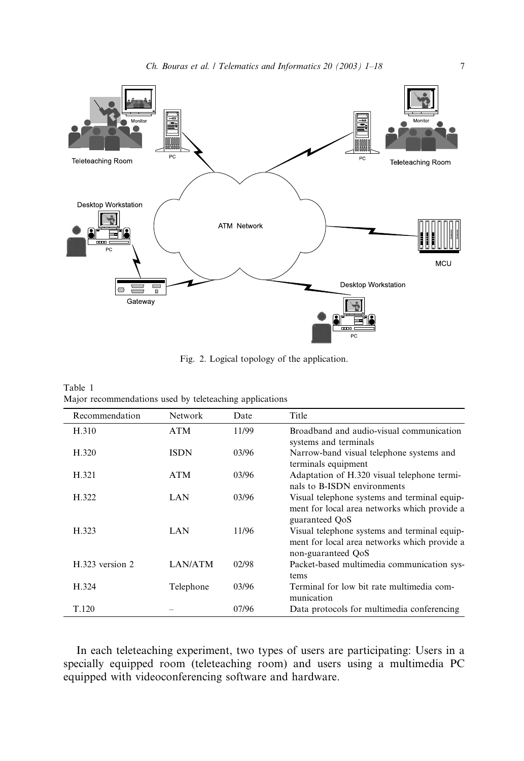Fig. 2. Logical topology of the application.

Table 1
Major recommendations used by teleteaching applications

| Recommendation | Network | Date | Title |
| --- | --- | --- | --- |
| H.310 | ATM | 11/99 | Broadband and audio-visual communication systems and terminals |
| H.320 | ISDN | 03/96 | Narrow-band visual telephone systems and terminals equipment |
| H.321 | ATM | 03/96 | Adaptation of H.320 visual telephone terminals to B-ISDN environments |
| H.322 | LAN | 03/96 | Visual telephone systems and terminal equipment for local area networks which provide a guaranteed QoS |
| H.323 | LAN | 11/96 | Visual telephone systems and terminal equipment for local area networks which provide a non-guaranteed QoS |
| H.323 version 2 | LAN/ATM | 02/98 | Packet-based multimedia communication systems |
| H.324 | Telephone | 03/96 | Terminal for low bit rate multimedia communication |
| T.120 | – | 07/96 | Data protocols for multimedia conferencing |

In each teleteaching experiment, two types of users are participating: Users in a specially equipped room (teleteaching room) and users using a multimedia PC equipped with videoconferencing software and hardware.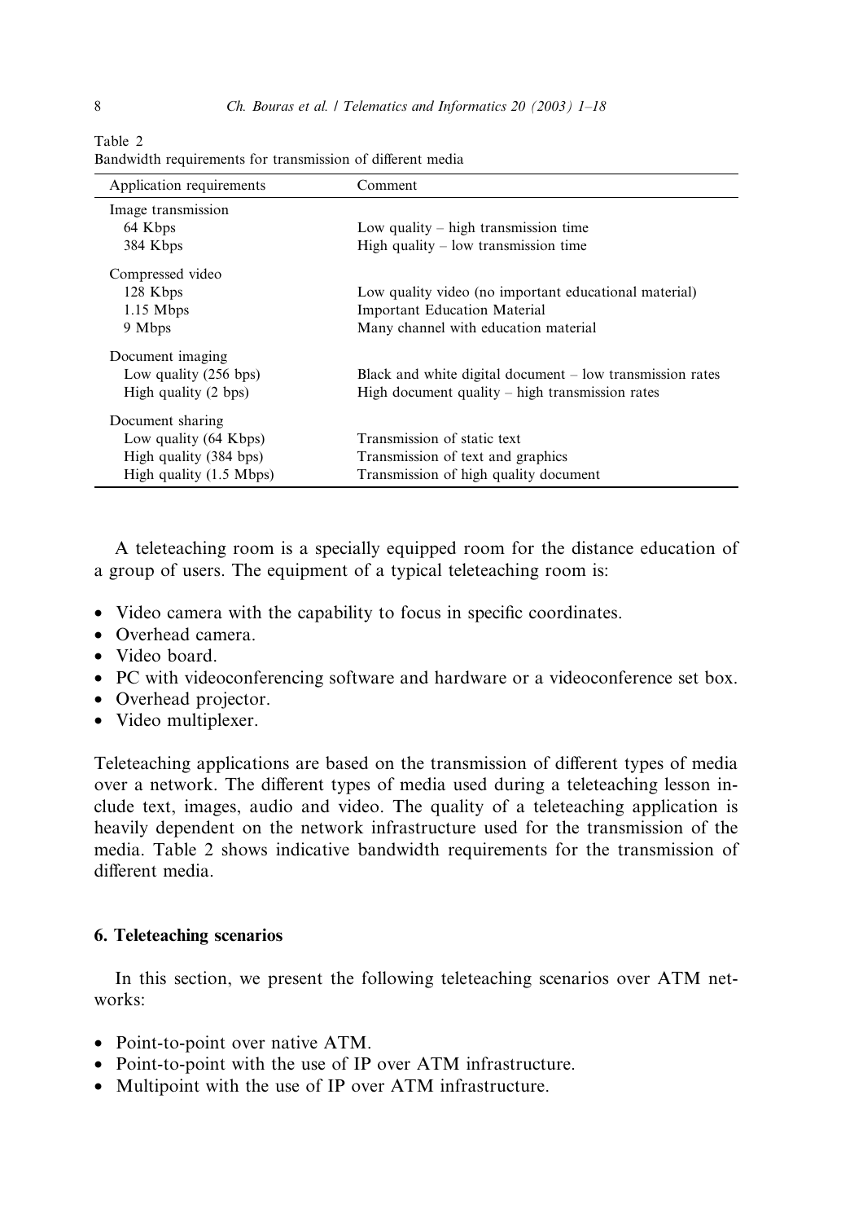Table 2
Bandwidth requirements for transmission of different media

| Application requirements | Comment |
| --- | --- |
| Image transmission | |
| 64 Kbps | Low quality – high transmission time |
| 384 Kbps | High quality – low transmission time |
| Compressed video | |
| 128 Kbps | Low quality video (no important educational material) |
| 1.15 Mbps | Important Education Material |
| 9 Mbps | Many channel with education material |
| Document imaging | |
| Low quality (256 bps) | Black and white digital document – low transmission rates |
| High quality (2 bps) | High document quality – high transmission rates |
| Document sharing | |
| Low quality (64 Kbps) | Transmission of static text |
| High quality (384 bps) | Transmission of text and graphics |
| High quality (1.5 Mbps) | Transmission of high quality document |

A teleteaching room is a specially equipped room for the distance education of a group of users. The equipment of a typical teleteaching room is:

- Video camera with the capability to focus in specific coordinates.
- Overhead camera.
- Video board.
- PC with videoconferencing software and hardware or a videoconference set box.
- Overhead projector.
- Video multiplexer.

Teleteaching applications are based on the transmission of different types of media over a network. The different types of media used during a teleteaching lesson include text, images, audio and video. The quality of a teleteaching application is heavily dependent on the network infrastructure used for the transmission of the media. Table 2 shows indicative bandwidth requirements for the transmission of different media.

## 6. Teleteaching scenarios

In this section, we present the following teleteaching scenarios over ATM networks:

- Point-to-point over native ATM.
- Point-to-point with the use of IP over ATM infrastructure.
- Multipoint with the use of IP over ATM infrastructure.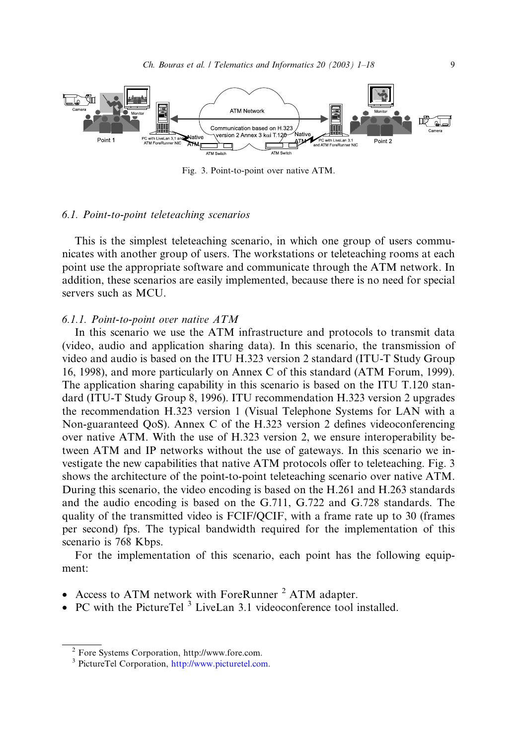Fig. 3. Point-to-point over native ATM.

### 6.1. Point-to-point teleteaching scenarios

This is the simplest teleteaching scenario, in which one group of users communicates with another group of users. The workstations or teleteaching rooms at each point use the appropriate software and communicate through the ATM network. In addition, these scenarios are easily implemented, because there is no need for special servers such as MCU.

#### 6.1.1. Point-to-point over native ATM

In this scenario we use the ATM infrastructure and protocols to transmit data (video, audio and application sharing data). In this scenario, the transmission of video and audio is based on the ITU H.323 version 2 standard (ITU-T Study Group 16, 1998), and more particularly on Annex C of this standard (ATM Forum, 1999). The application sharing capability in this scenario is based on the ITU T.120 standard (ITU-T Study Group 8, 1996). ITU recommendation H.323 version 2 upgrades the recommendation H.323 version 1 (Visual Telephone Systems for LAN with a Non-guaranteed QoS). Annex C of the H.323 version 2 defines videoconferencing over native ATM. With the use of H.323 version 2, we ensure interoperability between ATM and IP networks without the use of gateways. In this scenario we investigate the new capabilities that native ATM protocols offer to teleteaching. Fig. 3 shows the architecture of the point-to-point teleteaching scenario over native ATM. During this scenario, the video encoding is based on the H.261 and H.263 standards and the audio encoding is based on the G.711, G.722 and G.728 standards. The quality of the transmitted video is FCIF/QCIF, with a frame rate up to 30 (frames per second) fps. The typical bandwidth required for the implementation of this scenario is 768 Kbps.

For the implementation of this scenario, each point has the following equipment:

- Access to ATM network with ForeRunner [2] ATM adapter.
- PC with the PictureTel [3] LiveLan 3.1 videoconference tool installed.

[2] Fore Systems Corporation, http://www.fore.com.

[3] PictureTel Corporation, http://www.picturetel.com.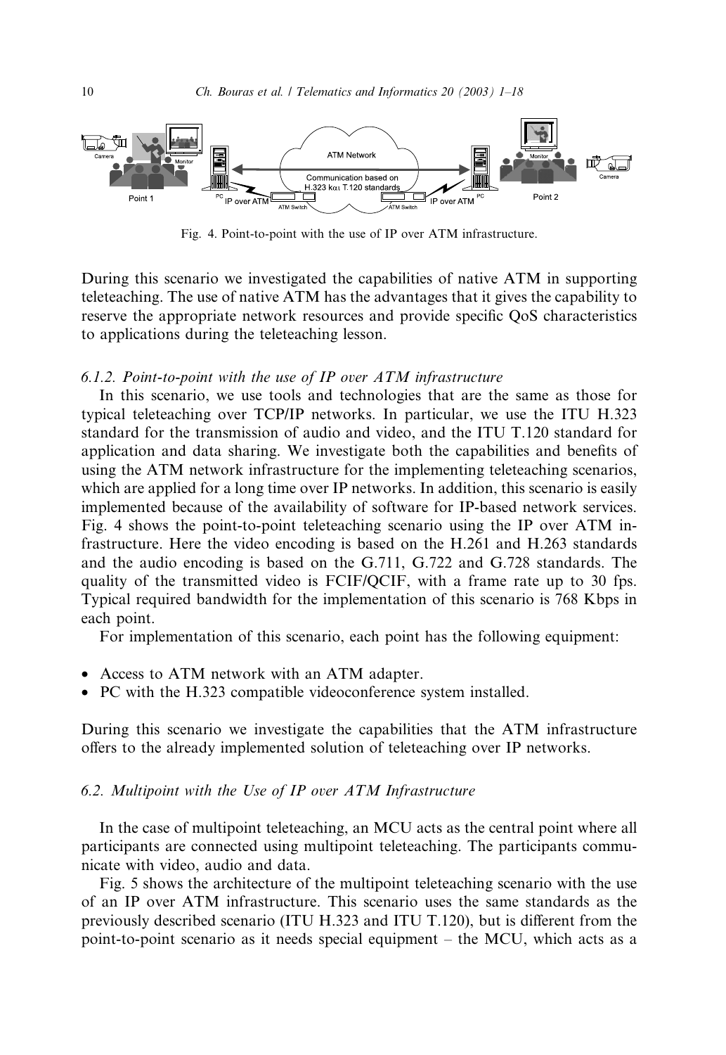Fig. 4. Point-to-point with the use of IP over ATM infrastructure.

During this scenario we investigated the capabilities of native ATM in supporting teleteaching. The use of native ATM has the advantages that it gives the capability to reserve the appropriate network resources and provide specific QoS characteristics to applications during the teleteaching lesson.

### 6.1.2. Point-to-point with the use of IP over ATM infrastructure

In this scenario, we use tools and technologies that are the same as those for typical teleteaching over TCP/IP networks. In particular, we use the ITU H.323 standard for the transmission of audio and video, and the ITU T.120 standard for application and data sharing. We investigate both the capabilities and benefits of using the ATM network infrastructure for the implementing teleteaching scenarios, which are applied for a long time over IP networks. In addition, this scenario is easily implemented because of the availability of software for IP-based network services. Fig. 4 shows the point-to-point teleteaching scenario using the IP over ATM infrastructure. Here the video encoding is based on the H.261 and H.263 standards and the audio encoding is based on the G.711, G.722 and G.728 standards. The quality of the transmitted video is FCIF/QCIF, with a frame rate up to 30 fps. Typical required bandwidth for the implementation of this scenario is 768 Kbps in each point.

For implementation of this scenario, each point has the following equipment:

- Access to ATM network with an ATM adapter.
- PC with the H.323 compatible videoconference system installed.

During this scenario we investigate the capabilities that the ATM infrastructure offers to the already implemented solution of teleteaching over IP networks.

## 6.2. Multipoint with the Use of IP over ATM Infrastructure

In the case of multipoint teleteaching, an MCU acts as the central point where all participants are connected using multipoint teleteaching. The participants communicate with video, audio and data.

Fig. 5 shows the architecture of the multipoint teleteaching scenario with the use of an IP over ATM infrastructure. This scenario uses the same standards as the previously described scenario (ITU H.323 and ITU T.120), but is different from the point-to-point scenario as it needs special equipment – the MCU, which acts as a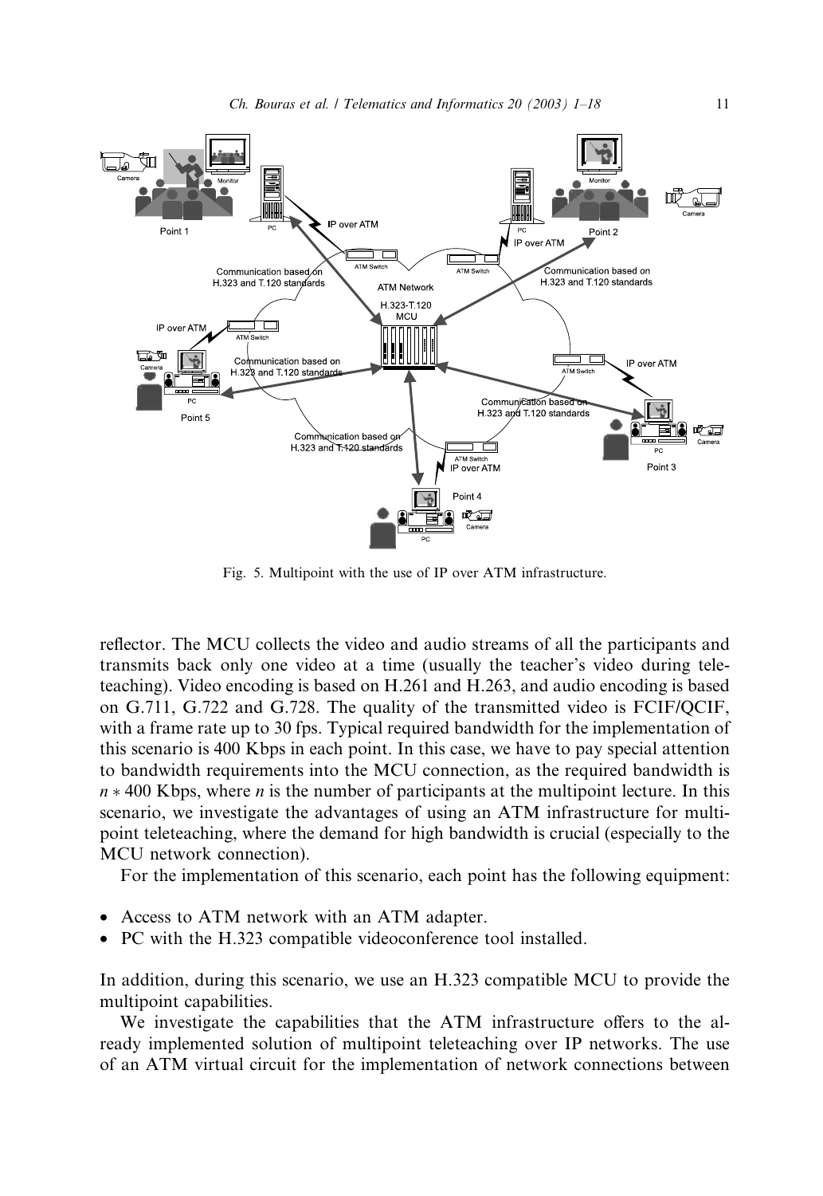Fig. 5. Multipoint with the use of IP over ATM infrastructure.

reflector. The MCU collects the video and audio streams of all the participants and transmits back only one video at a time (usually the teacher's video during teleteaching). Video encoding is based on H.261 and H.263, and audio encoding is based on G.711, G.722 and G.728. The quality of the transmitted video is FCIF/QCIF, with a frame rate up to 30 fps. Typical required bandwidth for the implementation of this scenario is 400 Kbps in each point. In this case, we have to pay special attention to bandwidth requirements into the MCU connection, as the required bandwidth is $n * 400$ Kbps, where $n$ is the number of participants at the multipoint lecture. In this scenario, we investigate the advantages of using an ATM infrastructure for multipoint teleteaching, where the demand for high bandwidth is crucial (especially to the MCU network connection).

For the implementation of this scenario, each point has the following equipment:

- Access to ATM network with an ATM adapter.
- PC with the H.323 compatible videoconference tool installed.

In addition, during this scenario, we use an H.323 compatible MCU to provide the multipoint capabilities.

We investigate the capabilities that the ATM infrastructure offers to the already implemented solution of multipoint teleteaching over IP networks. The use of an ATM virtual circuit for the implementation of network connections between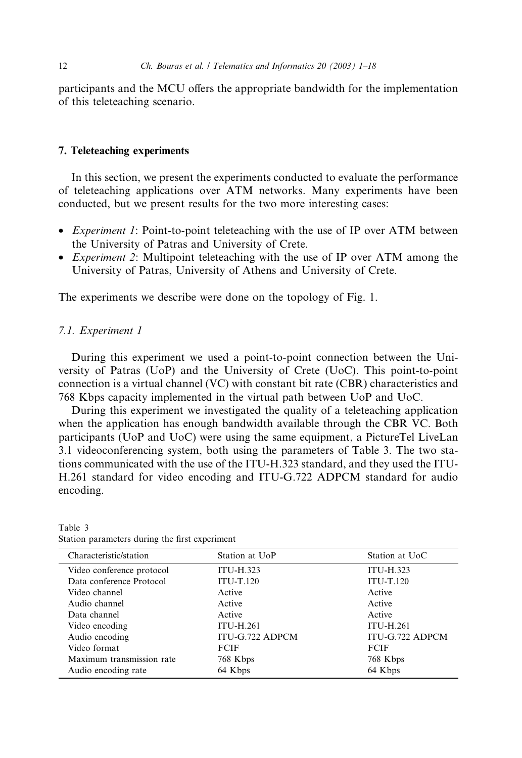participants and the MCU offers the appropriate bandwidth for the implementation of this teleteaching scenario.

## 7. Teleteaching experiments

In this section, we present the experiments conducted to evaluate the performance of teleteaching applications over ATM networks. Many experiments have been conducted, but we present results for the two more interesting cases:

- *Experiment 1*: Point-to-point teleteaching with the use of IP over ATM between the University of Patras and University of Crete.
- *Experiment 2*: Multipoint teleteaching with the use of IP over ATM among the University of Patras, University of Athens and University of Crete.

The experiments we describe were done on the topology of Fig. 1.

### *7.1. Experiment 1*

During this experiment we used a point-to-point connection between the University of Patras (UoP) and the University of Crete (UoC). This point-to-point connection is a virtual channel (VC) with constant bit rate (CBR) characteristics and 768 Kbps capacity implemented in the virtual path between UoP and UoC.

During this experiment we investigated the quality of a teleteaching application when the application has enough bandwidth available through the CBR VC. Both participants (UoP and UoC) were using the same equipment, a PictureTel LiveLan 3.1 videoconferencing system, both using the parameters of Table 3. The two stations communicated with the use of the ITU-H.323 standard, and they used the ITU-H.261 standard for video encoding and ITU-G.722 ADPCM standard for audio encoding.

Table 3
Station parameters during the first experiment

| Characteristic/station | Station at UoP | Station at UoC |
|---|---|---|
| Video conference protocol | ITU-H.323 | ITU-H.323 |
| Data conference Protocol | ITU-T.120 | ITU-T.120 |
| Video channel | Active | Active |
| Audio channel | Active | Active |
| Data channel | Active | Active |
| Video encoding | ITU-H.261 | ITU-H.261 |
| Audio encoding | ITU-G.722 ADPCM | ITU-G.722 ADPCM |
| Video format | FCIF | FCIF |
| Maximum transmission rate | 768 Kbps | 768 Kbps |
| Audio encoding rate | 64 Kbps | 64 Kbps |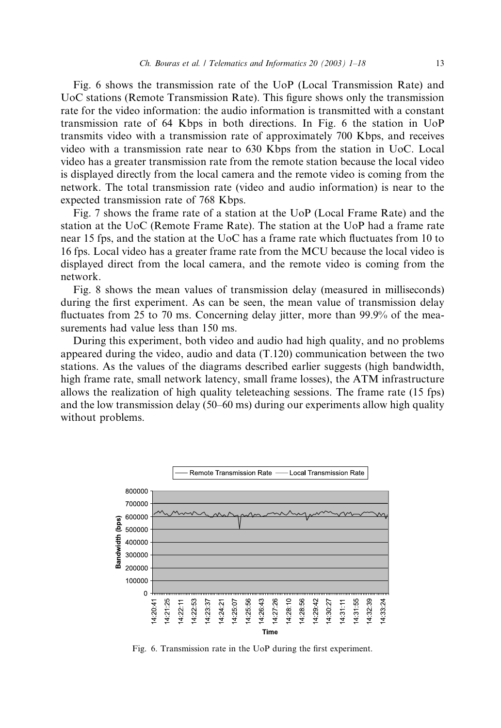Fig. 6 shows the transmission rate of the UoP (Local Transmission Rate) and UoC stations (Remote Transmission Rate). This figure shows only the transmission rate for the video information: the audio information is transmitted with a constant transmission rate of 64 Kbps in both directions. In Fig. 6 the station in UoP transmits video with a transmission rate of approximately 700 Kbps, and receives video with a transmission rate near to 630 Kbps from the station in UoC. Local video has a greater transmission rate from the remote station because the local video is displayed directly from the local camera and the remote video is coming from the network. The total transmission rate (video and audio information) is near to the expected transmission rate of 768 Kbps.

Fig. 7 shows the frame rate of a station at the UoP (Local Frame Rate) and the station at the UoC (Remote Frame Rate). The station at the UoP had a frame rate near 15 fps, and the station at the UoC has a frame rate which fluctuates from 10 to 16 fps. Local video has a greater frame rate from the MCU because the local video is displayed direct from the local camera, and the remote video is coming from the network.

Fig. 8 shows the mean values of transmission delay (measured in milliseconds) during the first experiment. As can be seen, the mean value of transmission delay fluctuates from 25 to 70 ms. Concerning delay jitter, more than 99.9% of the measurements had value less than 150 ms.

During this experiment, both video and audio had high quality, and no problems appeared during the video, audio and data (T.120) communication between the two stations. As the values of the diagrams described earlier suggests (high bandwidth, high frame rate, small network latency, small frame losses), the ATM infrastructure allows the realization of high quality teleteaching sessions. The frame rate (15 fps) and the low transmission delay (50–60 ms) during our experiments allow high quality without problems.

Fig. 6. Transmission rate in the UoP during the first experiment.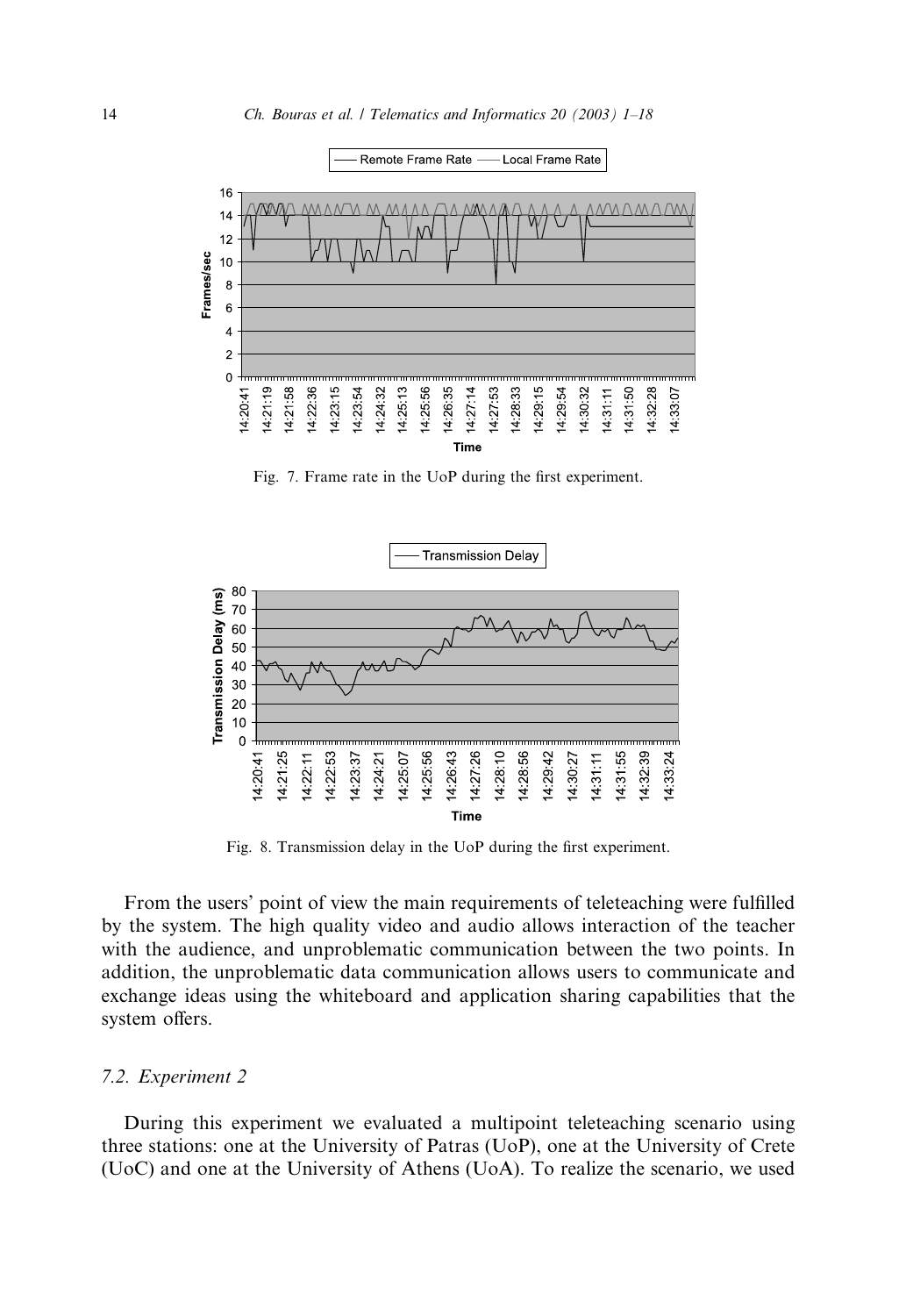Fig. 7. Frame rate in the UoP during the first experiment.

Fig. 8. Transmission delay in the UoP during the first experiment.

From the users' point of view the main requirements of teleteaching were fulfilled by the system. The high quality video and audio allows interaction of the teacher with the audience, and unproblematic communication between the two points. In addition, the unproblematic data communication allows users to communicate and exchange ideas using the whiteboard and application sharing capabilities that the system offers.

### 7.2. Experiment 2

During this experiment we evaluated a multipoint teleteaching scenario using three stations: one at the University of Patras (UoP), one at the University of Crete (UoC) and one at the University of Athens (UoA). To realize the scenario, we used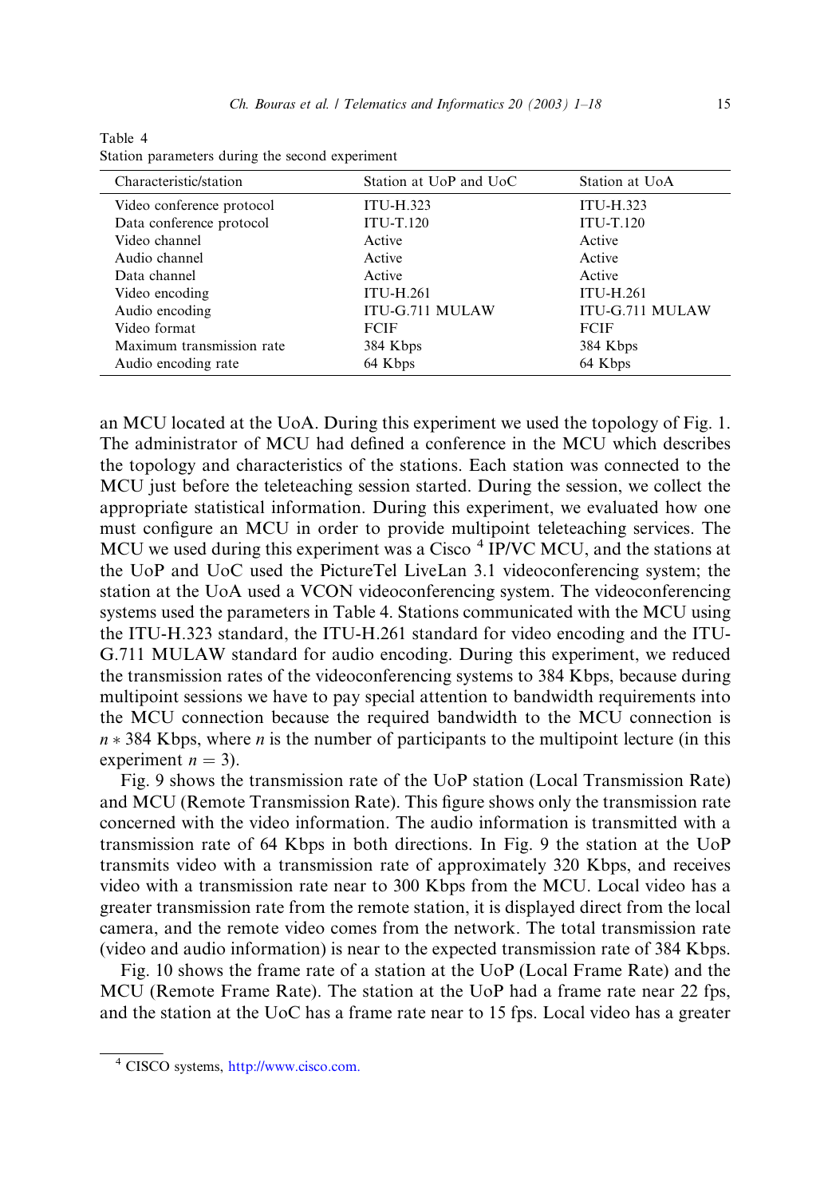Table 4
Station parameters during the second experiment

| Characteristic/station | Station at UoP and UoC | Station at UoA |
| --- | --- | --- |
| Video conference protocol | ITU-H.323 | ITU-H.323 |
| Data conference protocol | ITU-T.120 | ITU-T.120 |
| Video channel | Active | Active |
| Audio channel | Active | Active |
| Data channel | Active | Active |
| Video encoding | ITU-H.261 | ITU-H.261 |
| Audio encoding | ITU-G.711 MULAW | ITU-G.711 MULAW |
| Video format | FCIF | FCIF |
| Maximum transmission rate | 384 Kbps | 384 Kbps |
| Audio encoding rate | 64 Kbps | 64 Kbps |

an MCU located at the UoA. During this experiment we used the topology of Fig. 1. The administrator of MCU had defined a conference in the MCU which describes the topology and characteristics of the stations. Each station was connected to the MCU just before the teleteaching session started. During the session, we collect the appropriate statistical information. During this experiment, we evaluated how one must configure an MCU in order to provide multipoint teleteaching services. The MCU we used during this experiment was a Cisco [4] IP/VC MCU, and the stations at the UoP and UoC used the PictureTel LiveLan 3.1 videoconferencing system; the station at the UoA used a VCON videoconferencing system. The videoconferencing systems used the parameters in Table 4. Stations communicated with the MCU using the ITU-H.323 standard, the ITU-H.261 standard for video encoding and the ITU-G.711 MULAW standard for audio encoding. During this experiment, we reduced the transmission rates of the videoconferencing systems to 384 Kbps, because during multipoint sessions we have to pay special attention to bandwidth requirements into the MCU connection because the required bandwidth to the MCU connection is $n * 384$ Kbps, where $n$ is the number of participants to the multipoint lecture (in this experiment $n = 3$).

Fig. 9 shows the transmission rate of the UoP station (Local Transmission Rate) and MCU (Remote Transmission Rate). This figure shows only the transmission rate concerned with the video information. The audio information is transmitted with a transmission rate of 64 Kbps in both directions. In Fig. 9 the station at the UoP transmits video with a transmission rate of approximately 320 Kbps, and receives video with a transmission rate near to 300 Kbps from the MCU. Local video has a greater transmission rate from the remote station, it is displayed direct from the local camera, and the remote video comes from the network. The total transmission rate (video and audio information) is near to the expected transmission rate of 384 Kbps.

Fig. 10 shows the frame rate of a station at the UoP (Local Frame Rate) and the MCU (Remote Frame Rate). The station at the UoP had a frame rate near 22 fps, and the station at the UoC has a frame rate near to 15 fps. Local video has a greater

[4] CISCO systems, http://www.cisco.com.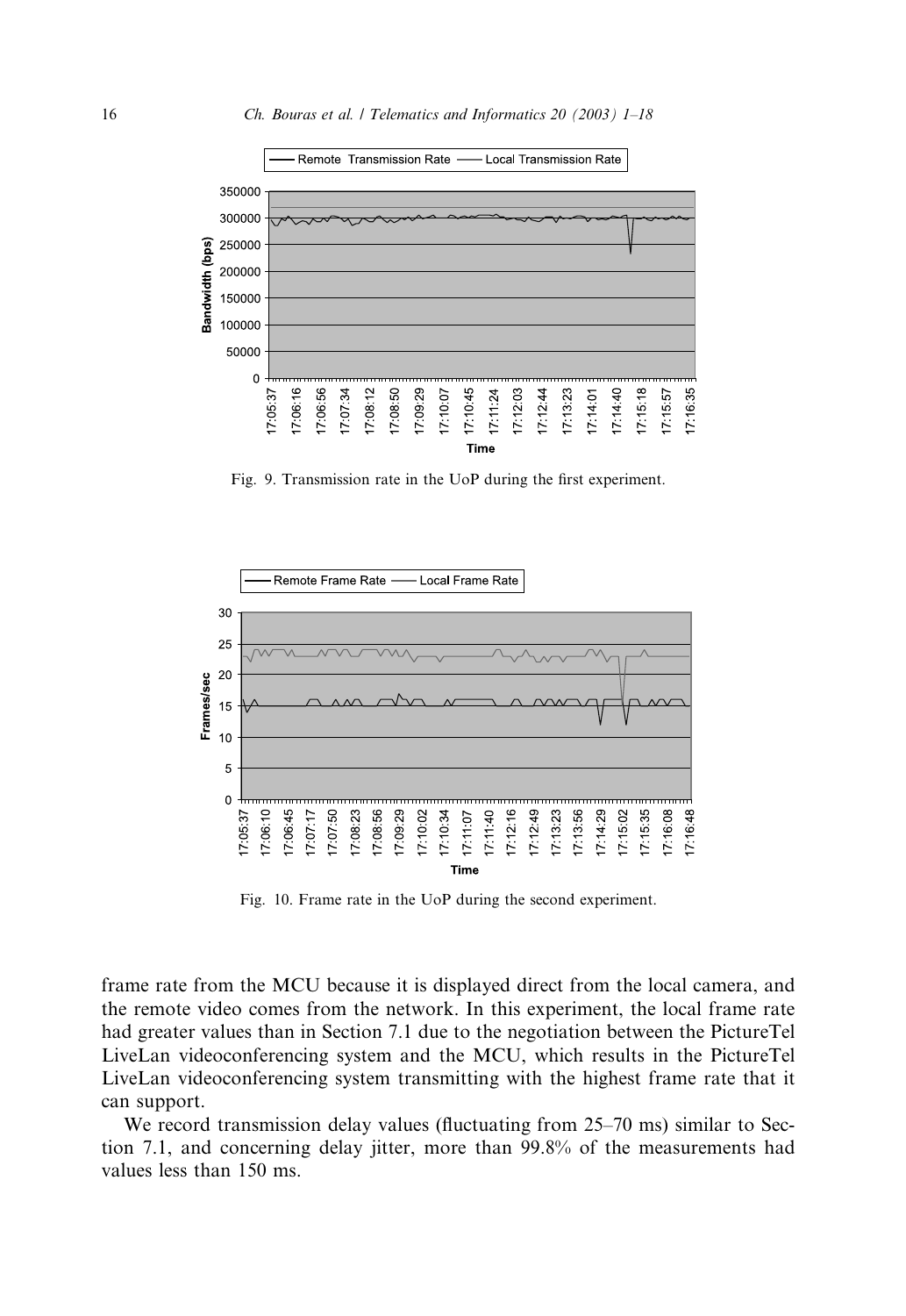Fig. 9. Transmission rate in the UoP during the first experiment.

Fig. 10. Frame rate in the UoP during the second experiment.

frame rate from the MCU because it is displayed direct from the local camera, and the remote video comes from the network. In this experiment, the local frame rate had greater values than in Section 7.1 due to the negotiation between the PictureTel LiveLan videoconferencing system and the MCU, which results in the PictureTel LiveLan videoconferencing system transmitting with the highest frame rate that it can support.

We record transmission delay values (fluctuating from 25–70 ms) similar to Section 7.1, and concerning delay jitter, more than 99.8% of the measurements had values less than 150 ms.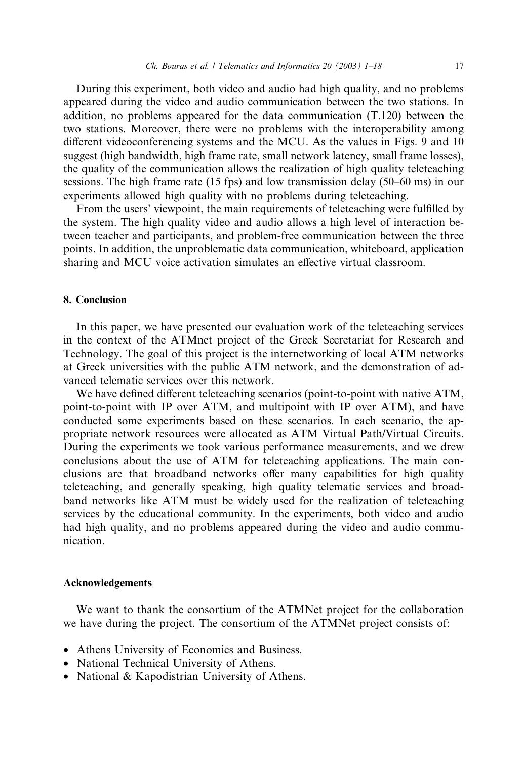During this experiment, both video and audio had high quality, and no problems appeared during the video and audio communication between the two stations. In addition, no problems appeared for the data communication (T.120) between the two stations. Moreover, there were no problems with the interoperability among different videoconferencing systems and the MCU. As the values in Figs. 9 and 10 suggest (high bandwidth, high frame rate, small network latency, small frame losses), the quality of the communication allows the realization of high quality teleteaching sessions. The high frame rate (15 fps) and low transmission delay (50–60 ms) in our experiments allowed high quality with no problems during teleteaching.

From the users' viewpoint, the main requirements of teleteaching were fulfilled by the system. The high quality video and audio allows a high level of interaction between teacher and participants, and problem-free communication between the three points. In addition, the unproblematic data communication, whiteboard, application sharing and MCU voice activation simulates an effective virtual classroom.

## 8. Conclusion

In this paper, we have presented our evaluation work of the teleteaching services in the context of the ATMnet project of the Greek Secretariat for Research and Technology. The goal of this project is the internetworking of local ATM networks at Greek universities with the public ATM network, and the demonstration of advanced telematic services over this network.

We have defined different teleteaching scenarios (point-to-point with native ATM, point-to-point with IP over ATM, and multipoint with IP over ATM), and have conducted some experiments based on these scenarios. In each scenario, the appropriate network resources were allocated as ATM Virtual Path/Virtual Circuits. During the experiments we took various performance measurements, and we drew conclusions about the use of ATM for teleteaching applications. The main conclusions are that broadband networks offer many capabilities for high quality teleteaching, and generally speaking, high quality telematic services and broadband networks like ATM must be widely used for the realization of teleteaching services by the educational community. In the experiments, both video and audio had high quality, and no problems appeared during the video and audio communication.

## Acknowledgements

We want to thank the consortium of the ATMNet project for the collaboration we have during the project. The consortium of the ATMNet project consists of:

- Athens University of Economics and Business.
- National Technical University of Athens.
- National & Kapodistrian University of Athens.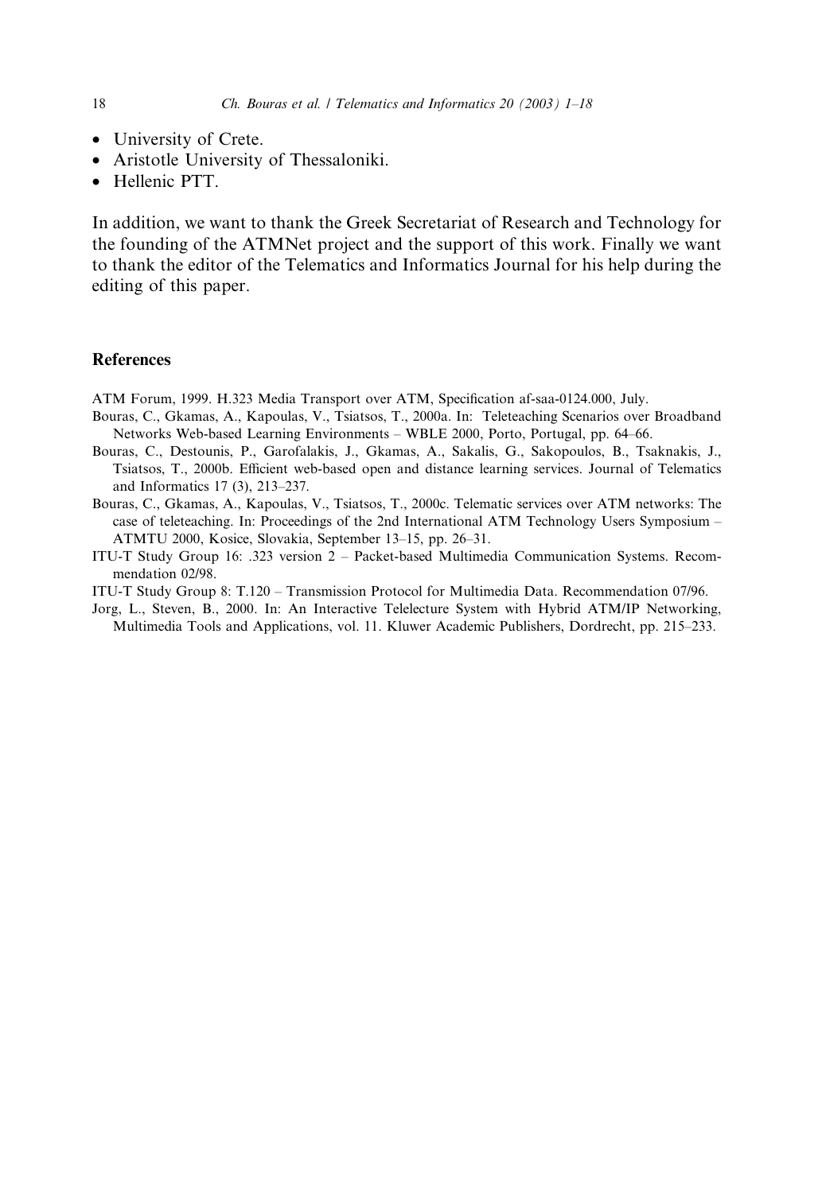- University of Crete.
- Aristotle University of Thessaloniki.
- Hellenic PTT.

In addition, we want to thank the Greek Secretariat of Research and Technology for the founding of the ATMNet project and the support of this work. Finally we want to thank the editor of the Telematics and Informatics Journal for his help during the editing of this paper.

## References

ATM Forum, 1999. H.323 Media Transport over ATM, Specification af-saa-0124.000, July.

Bouras, C., Gkamas, A., Kapoulas, V., Tsiatsos, T., 2000a. In: Teleteaching Scenarios over Broadband Networks Web-based Learning Environments – WBLE 2000, Porto, Portugal, pp. 64–66.

Bouras, C., Destounis, P., Garofalakis, J., Gkamas, A., Sakalis, G., Sakopoulos, B., Tsaknakis, J., Tsiatsos, T., 2000b. Efficient web-based open and distance learning services. Journal of Telematics and Informatics 17 (3), 213–237.

Bouras, C., Gkamas, A., Kapoulas, V., Tsiatsos, T., 2000c. Telematic services over ATM networks: The case of teleteaching. In: Proceedings of the 2nd International ATM Technology Users Symposium – ATMTU 2000, Kosice, Slovakia, September 13–15, pp. 26–31.

ITU-T Study Group 16: .323 version 2 – Packet-based Multimedia Communication Systems. Recommendation 02/98.

ITU-T Study Group 8: T.120 – Transmission Protocol for Multimedia Data. Recommendation 07/96.

Jorg, L., Steven, B., 2000. In: An Interactive Telelecture System with Hybrid ATM/IP Networking, Multimedia Tools and Applications, vol. 11. Kluwer Academic Publishers, Dordrecht, pp. 215–233.